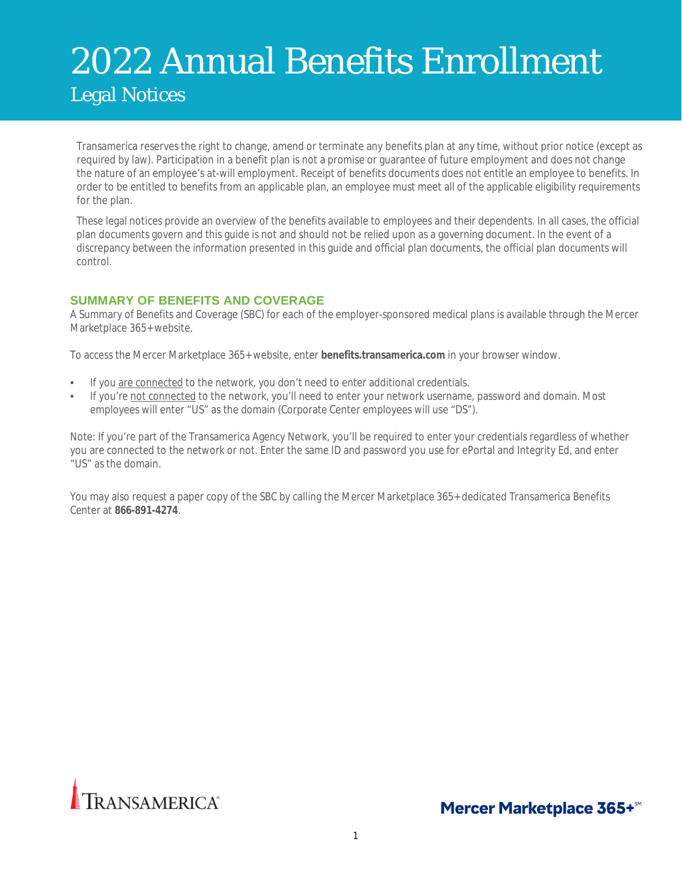# 2022 Annual Benefits Enrollment

## Legal Notices

Transamerica reserves the right to change, amend or terminate any benefits plan at any time, without prior notice (except as required by law). Participation in a benefit plan is not a promise or guarantee of future employment and does not change the nature of an employee's at-will employment. Receipt of benefits documents does not entitle an employee to benefits. In order to be entitled to benefits from an applicable plan, an employee must meet all of the applicable eligibility requirements for the plan.

These legal notices provide an overview of the benefits available to employees and their dependents. In all cases, the official plan documents govern and this guide is not and should not be relied upon as a governing document. In the event of a discrepancy between the information presented in this guide and official plan documents, the official plan documents will control.

### SUMMARY OF BENEFITS AND COVERAGE

A Summary of Benefits and Coverage (SBC) for each of the employer-sponsored medical plans is available through the Mercer Marketplace 365+ website.

To access the Mercer Marketplace 365+ website, enter **benefits.transamerica.com** in your browser window.

- If you are connected to the network, you don't need to enter additional credentials.
- If you're not connected to the network, you'll need to enter your network username, password and domain. Most employees will enter "US" as the domain (Corporate Center employees will use "DS").

Note: If you're part of the Transamerica Agency Network, you'll be required to enter your credentials regardless of whether you are connected to the network or not. Enter the same ID and password you use for ePortal and Integrity Ed, and enter "US" as the domain.

You may also request a paper copy of the SBC by calling the Mercer Marketplace 365+ dedicated Transamerica Benefits Center at **866-891-4274**.

TRANSAMERICA

Mercer Marketplace 365+℠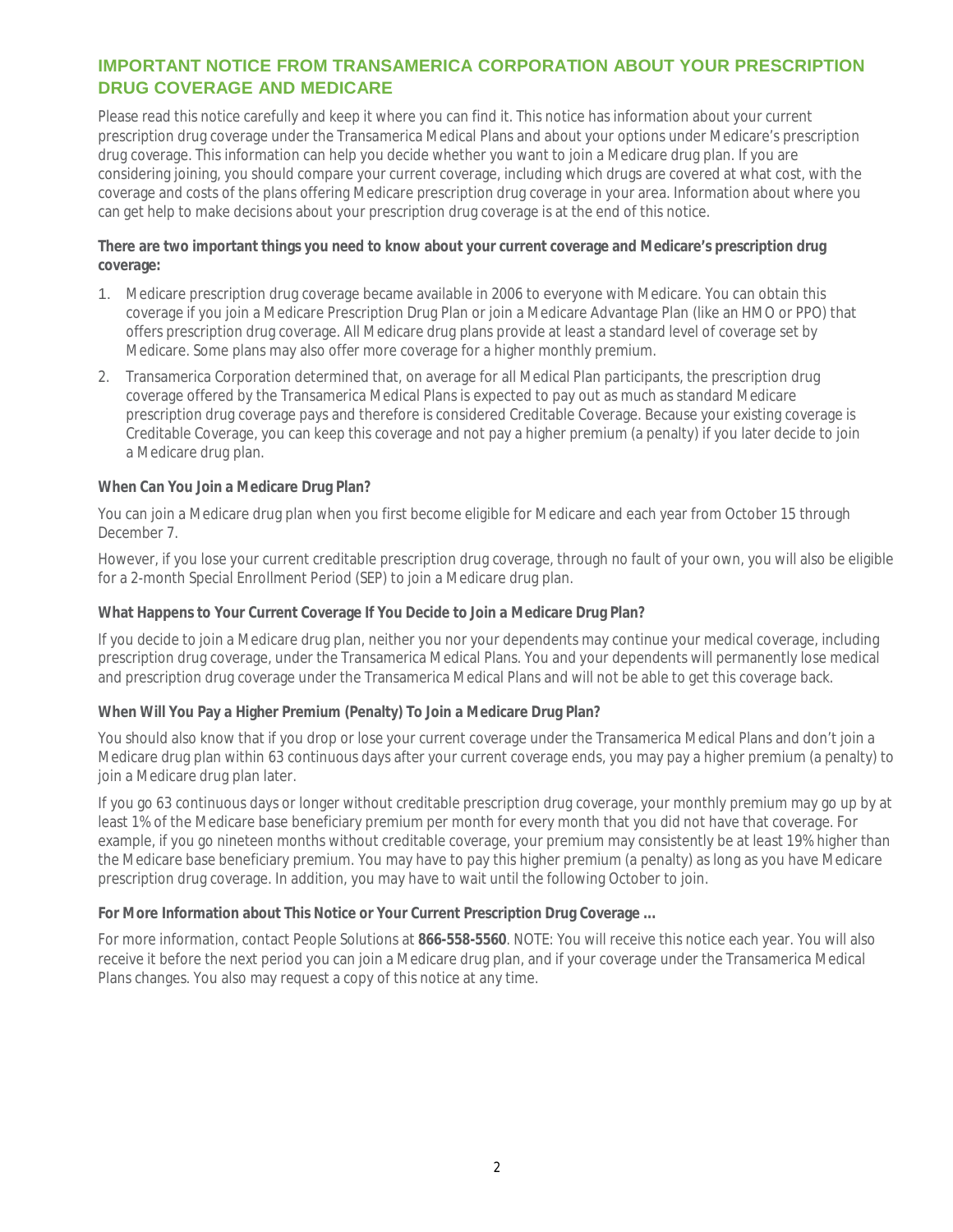## IMPORTANT NOTICE FROM TRANSAMERICA CORPORATION ABOUT YOUR PRESCRIPTION DRUG COVERAGE AND MEDICARE

Please read this notice carefully and keep it where you can find it. This notice has information about your current prescription drug coverage under the Transamerica Medical Plans and about your options under Medicare's prescription drug coverage. This information can help you decide whether you want to join a Medicare drug plan. If you are considering joining, you should compare your current coverage, including which drugs are covered at what cost, with the coverage and costs of the plans offering Medicare prescription drug coverage in your area. Information about where you can get help to make decisions about your prescription drug coverage is at the end of this notice.

**There are two important things you need to know about your current coverage and Medicare's prescription drug coverage:**

1. Medicare prescription drug coverage became available in 2006 to everyone with Medicare. You can obtain this coverage if you join a Medicare Prescription Drug Plan or join a Medicare Advantage Plan (like an HMO or PPO) that offers prescription drug coverage. All Medicare drug plans provide at least a standard level of coverage set by Medicare. Some plans may also offer more coverage for a higher monthly premium.
2. Transamerica Corporation determined that, on average for all Medical Plan participants, the prescription drug coverage offered by the Transamerica Medical Plans is expected to pay out as much as standard Medicare prescription drug coverage pays and therefore is considered Creditable Coverage. Because your existing coverage is Creditable Coverage, you can keep this coverage and not pay a higher premium (a penalty) if you later decide to join a Medicare drug plan.

**When Can You Join a Medicare Drug Plan?**

You can join a Medicare drug plan when you first become eligible for Medicare and each year from October 15 through December 7.

However, if you lose your current creditable prescription drug coverage, through no fault of your own, you will also be eligible for a 2-month Special Enrollment Period (SEP) to join a Medicare drug plan.

**What Happens to Your Current Coverage If You Decide to Join a Medicare Drug Plan?**

If you decide to join a Medicare drug plan, neither you nor your dependents may continue your medical coverage, including prescription drug coverage, under the Transamerica Medical Plans. You and your dependents will permanently lose medical and prescription drug coverage under the Transamerica Medical Plans and will not be able to get this coverage back.

**When Will You Pay a Higher Premium (Penalty) To Join a Medicare Drug Plan?**

You should also know that if you drop or lose your current coverage under the Transamerica Medical Plans and don't join a Medicare drug plan within 63 continuous days after your current coverage ends, you may pay a higher premium (a penalty) to join a Medicare drug plan later.

If you go 63 continuous days or longer without creditable prescription drug coverage, your monthly premium may go up by at least 1% of the Medicare base beneficiary premium per month for every month that you did not have that coverage. For example, if you go nineteen months without creditable coverage, your premium may consistently be at least 19% higher than the Medicare base beneficiary premium. You may have to pay this higher premium (a penalty) as long as you have Medicare prescription drug coverage. In addition, you may have to wait until the following October to join.

**For More Information about This Notice or Your Current Prescription Drug Coverage …**

For more information, contact People Solutions at **866-558-5560**. NOTE: You will receive this notice each year. You will also receive it before the next period you can join a Medicare drug plan, and if your coverage under the Transamerica Medical Plans changes. You also may request a copy of this notice at any time.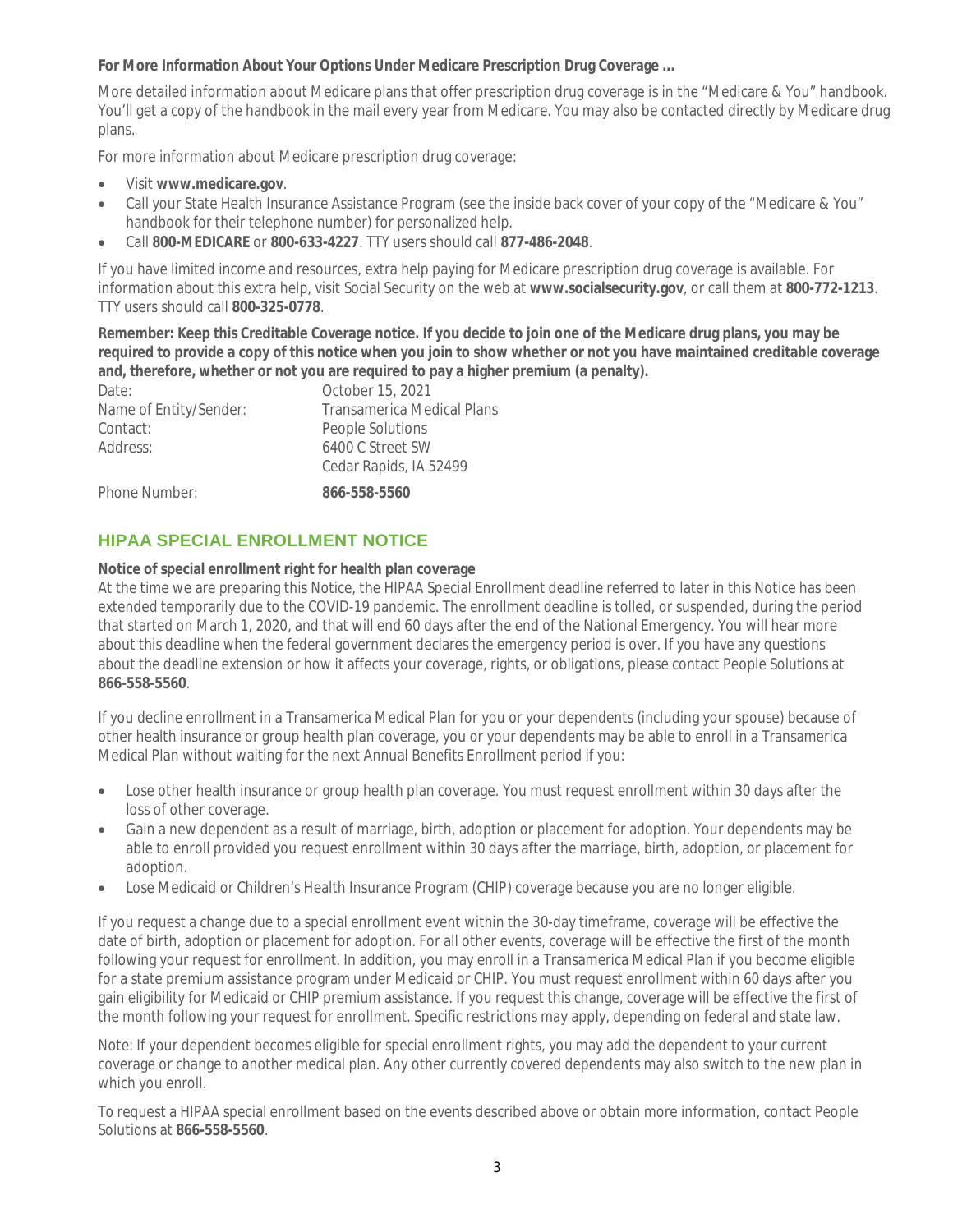**For More Information About Your Options Under Medicare Prescription Drug Coverage …**

More detailed information about Medicare plans that offer prescription drug coverage is in the "Medicare & You" handbook. You'll get a copy of the handbook in the mail every year from Medicare. You may also be contacted directly by Medicare drug plans.

For more information about Medicare prescription drug coverage:

- Visit **www.medicare.gov**.
- Call your State Health Insurance Assistance Program (see the inside back cover of your copy of the "Medicare & You" handbook for their telephone number) for personalized help.
- Call **800-MEDICARE** or **800-633-4227**. TTY users should call **877-486-2048**.

If you have limited income and resources, extra help paying for Medicare prescription drug coverage is available. For information about this extra help, visit Social Security on the web at **www.socialsecurity.gov**, or call them at **800-772-1213**. TTY users should call **800-325-0778**.

**Remember: Keep this Creditable Coverage notice. If you decide to join one of the Medicare drug plans, you may be required to provide a copy of this notice when you join to show whether or not you have maintained creditable coverage and, therefore, whether or not you are required to pay a higher premium (a penalty).**

| | |
|---|---|
| Date: | October 15, 2021 |
| Name of Entity/Sender: | Transamerica Medical Plans |
| Contact: | People Solutions |
| Address: | 6400 C Street SW<br>Cedar Rapids, IA 52499 |
| Phone Number: | **866-558-5560** |

## HIPAA SPECIAL ENROLLMENT NOTICE

**Notice of special enrollment right for health plan coverage**

At the time we are preparing this Notice, the HIPAA Special Enrollment deadline referred to later in this Notice has been extended temporarily due to the COVID-19 pandemic. The enrollment deadline is tolled, or suspended, during the period that started on March 1, 2020, and that will end 60 days after the end of the National Emergency. You will hear more about this deadline when the federal government declares the emergency period is over. If you have any questions about the deadline extension or how it affects your coverage, rights, or obligations, please contact People Solutions at **866-558-5560**.

If you decline enrollment in a Transamerica Medical Plan for you or your dependents (including your spouse) because of other health insurance or group health plan coverage, you or your dependents may be able to enroll in a Transamerica Medical Plan without waiting for the next Annual Benefits Enrollment period if you:

- Lose other health insurance or group health plan coverage. You must request enrollment within 30 days after the loss of other coverage.
- Gain a new dependent as a result of marriage, birth, adoption or placement for adoption. Your dependents may be able to enroll provided you request enrollment within 30 days after the marriage, birth, adoption, or placement for adoption.
- Lose Medicaid or Children's Health Insurance Program (CHIP) coverage because you are no longer eligible.

If you request a change due to a special enrollment event within the 30-day timeframe, coverage will be effective the date of birth, adoption or placement for adoption. For all other events, coverage will be effective the first of the month following your request for enrollment. In addition, you may enroll in a Transamerica Medical Plan if you become eligible for a state premium assistance program under Medicaid or CHIP. You must request enrollment within 60 days after you gain eligibility for Medicaid or CHIP premium assistance. If you request this change, coverage will be effective the first of the month following your request for enrollment. Specific restrictions may apply, depending on federal and state law.

Note: If your dependent becomes eligible for special enrollment rights, you may add the dependent to your current coverage or change to another medical plan. Any other currently covered dependents may also switch to the new plan in which you enroll.

To request a HIPAA special enrollment based on the events described above or obtain more information, contact People Solutions at **866-558-5560**.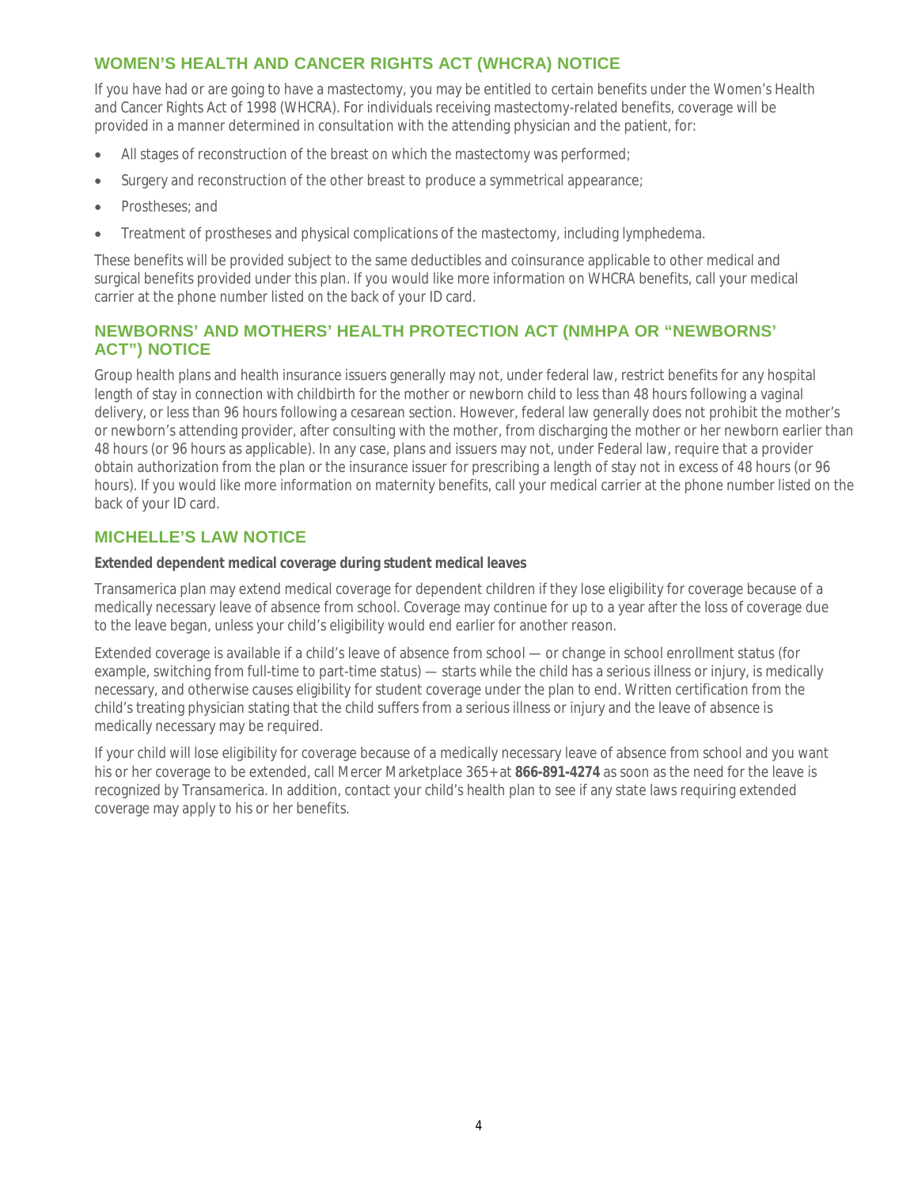## WOMEN'S HEALTH AND CANCER RIGHTS ACT (WHCRA) NOTICE

If you have had or are going to have a mastectomy, you may be entitled to certain benefits under the Women's Health and Cancer Rights Act of 1998 (WHCRA). For individuals receiving mastectomy-related benefits, coverage will be provided in a manner determined in consultation with the attending physician and the patient, for:

- All stages of reconstruction of the breast on which the mastectomy was performed;
- Surgery and reconstruction of the other breast to produce a symmetrical appearance;
- Prostheses; and
- Treatment of prostheses and physical complications of the mastectomy, including lymphedema.

These benefits will be provided subject to the same deductibles and coinsurance applicable to other medical and surgical benefits provided under this plan. If you would like more information on WHCRA benefits, call your medical carrier at the phone number listed on the back of your ID card.

## NEWBORNS' AND MOTHERS' HEALTH PROTECTION ACT (NMHPA OR "NEWBORNS' ACT") NOTICE

Group health plans and health insurance issuers generally may not, under federal law, restrict benefits for any hospital length of stay in connection with childbirth for the mother or newborn child to less than 48 hours following a vaginal delivery, or less than 96 hours following a cesarean section. However, federal law generally does not prohibit the mother's or newborn's attending provider, after consulting with the mother, from discharging the mother or her newborn earlier than 48 hours (or 96 hours as applicable). In any case, plans and issuers may not, under Federal law, require that a provider obtain authorization from the plan or the insurance issuer for prescribing a length of stay not in excess of 48 hours (or 96 hours). If you would like more information on maternity benefits, call your medical carrier at the phone number listed on the back of your ID card.

## MICHELLE'S LAW NOTICE

**Extended dependent medical coverage during student medical leaves**

Transamerica plan may extend medical coverage for dependent children if they lose eligibility for coverage because of a medically necessary leave of absence from school. Coverage may continue for up to a year after the loss of coverage due to the leave began, unless your child's eligibility would end earlier for another reason.

Extended coverage is available if a child's leave of absence from school — or change in school enrollment status (for example, switching from full-time to part-time status) — starts while the child has a serious illness or injury, is medically necessary, and otherwise causes eligibility for student coverage under the plan to end. Written certification from the child's treating physician stating that the child suffers from a serious illness or injury and the leave of absence is medically necessary may be required.

If your child will lose eligibility for coverage because of a medically necessary leave of absence from school and you want his or her coverage to be extended, call Mercer Marketplace 365+ at **866-891-4274** as soon as the need for the leave is recognized by Transamerica. In addition, contact your child's health plan to see if any state laws requiring extended coverage may apply to his or her benefits.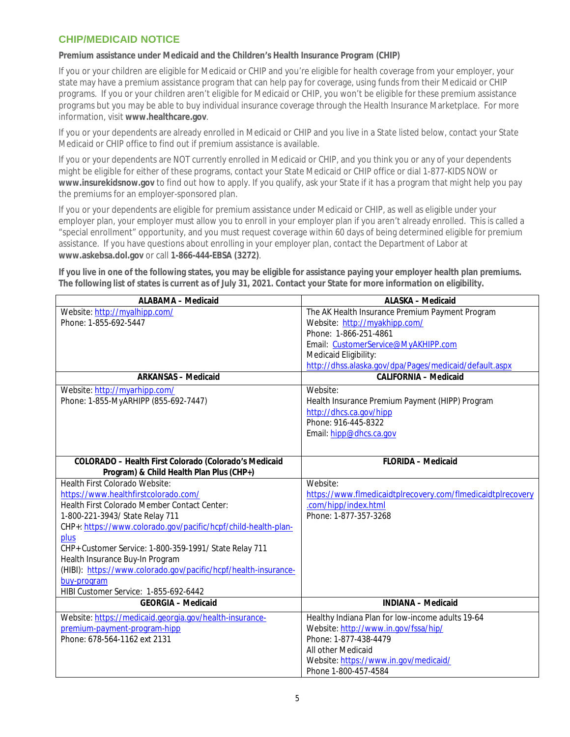## CHIP/MEDICAID NOTICE

**Premium assistance under Medicaid and the Children's Health Insurance Program (CHIP)**

If you or your children are eligible for Medicaid or CHIP and you're eligible for health coverage from your employer, your state may have a premium assistance program that can help pay for coverage, using funds from their Medicaid or CHIP programs. If you or your children aren't eligible for Medicaid or CHIP, you won't be eligible for these premium assistance programs but you may be able to buy individual insurance coverage through the Health Insurance Marketplace. For more information, visit **www.healthcare.gov**.

If you or your dependents are already enrolled in Medicaid or CHIP and you live in a State listed below, contact your State Medicaid or CHIP office to find out if premium assistance is available.

If you or your dependents are NOT currently enrolled in Medicaid or CHIP, and you think you or any of your dependents might be eligible for either of these programs, contact your State Medicaid or CHIP office or dial 1-877-KIDS NOW or **www.insurekidsnow.gov** to find out how to apply. If you qualify, ask your State if it has a program that might help you pay the premiums for an employer-sponsored plan.

If you or your dependents are eligible for premium assistance under Medicaid or CHIP, as well as eligible under your employer plan, your employer must allow you to enroll in your employer plan if you aren't already enrolled. This is called a "special enrollment" opportunity, and you must request coverage within 60 days of being determined eligible for premium assistance. If you have questions about enrolling in your employer plan, contact the Department of Labor at **www.askebsa.dol.gov** or call **1-866-444-EBSA (3272)**.

**If you live in one of the following states, you may be eligible for assistance paying your employer health plan premiums. The following list of states is current as of July 31, 2021. Contact your State for more information on eligibility.**

| ALABAMA – Medicaid | ALASKA – Medicaid |
|---|---|
| Website: http://myalhipp.com/<br>Phone: 1-855-692-5447 | The AK Health Insurance Premium Payment Program<br>Website: http://myakhipp.com/<br>Phone: 1-866-251-4861<br>Email: CustomerService@MyAKHIPP.com<br>Medicaid Eligibility:<br>http://dhss.alaska.gov/dpa/Pages/medicaid/default.aspx |
| **ARKANSAS – Medicaid** | **CALIFORNIA – Medicaid** |
| Website: http://myarhipp.com/<br>Phone: 1-855-MyARHIPP (855-692-7447) | Website:<br>Health Insurance Premium Payment (HIPP) Program<br>http://dhcs.ca.gov/hipp<br>Phone: 916-445-8322<br>Email: hipp@dhcs.ca.gov |
| **COLORADO – Health First Colorado (Colorado's Medicaid Program) & Child Health Plan Plus (CHP+)** | **FLORIDA – Medicaid** |
| Health First Colorado Website:<br>https://www.healthfirstcolorado.com/<br>Health First Colorado Member Contact Center:<br>1-800-221-3943/ State Relay 711<br>CHP+: https://www.colorado.gov/pacific/hcpf/child-health-plan-plus<br>CHP+ Customer Service: 1-800-359-1991/ State Relay 711<br>Health Insurance Buy-In Program<br>(HIBI): https://www.colorado.gov/pacific/hcpf/health-insurance-buy-program<br>HIBI Customer Service: 1-855-692-6442 | Website:<br>https://www.flmedicaidtplrecovery.com/flmedicaidtplrecovery.com/hipp/index.html<br>Phone: 1-877-357-3268 |
| **GEORGIA – Medicaid** | **INDIANA – Medicaid** |
| Website: https://medicaid.georgia.gov/health-insurance-premium-payment-program-hipp<br>Phone: 678-564-1162 ext 2131 | Healthy Indiana Plan for low-income adults 19-64<br>Website: http://www.in.gov/fssa/hip/<br>Phone: 1-877-438-4479<br>All other Medicaid<br>Website: https://www.in.gov/medicaid/<br>Phone 1-800-457-4584 |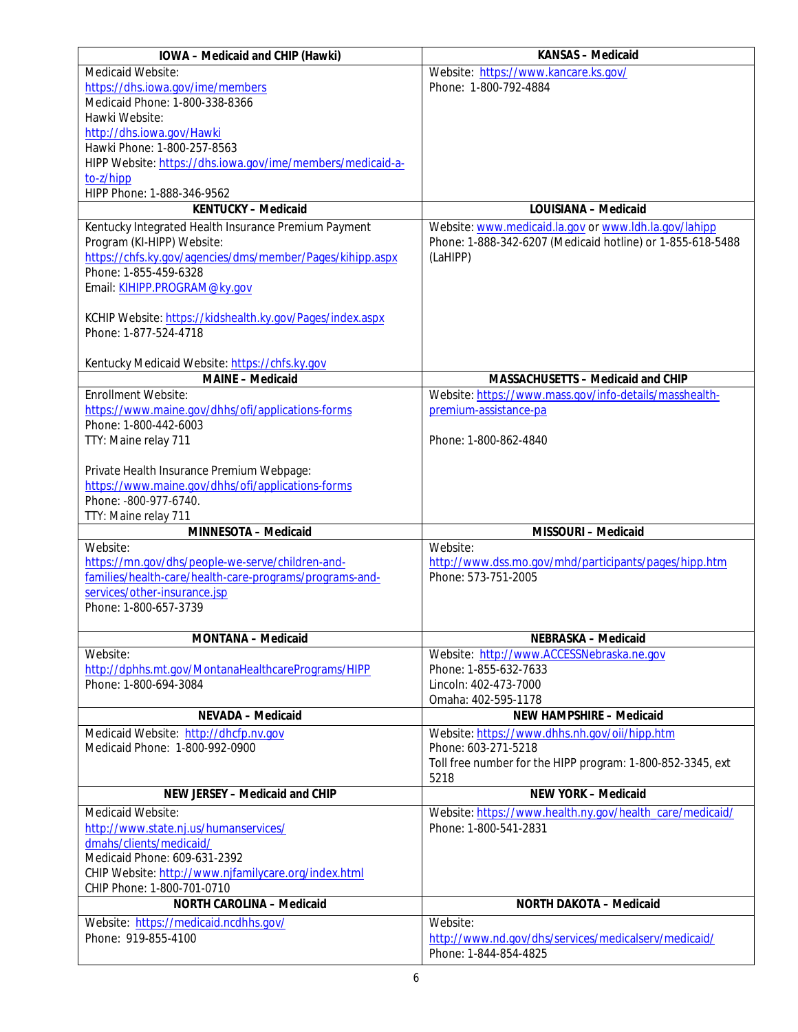| IOWA – Medicaid and CHIP (Hawki) | KANSAS – Medicaid |
|---|---|
| Medicaid Website: https://dhs.iowa.gov/ime/members<br>Medicaid Phone: 1-800-338-8366<br>Hawki Website: http://dhs.iowa.gov/Hawki<br>Hawki Phone: 1-800-257-8563<br>HIPP Website: https://dhs.iowa.gov/ime/members/medicaid-a-to-z/hipp<br>HIPP Phone: 1-888-346-9562 | Website: https://www.kancare.ks.gov/<br>Phone: 1-800-792-4884 |
| **KENTUCKY – Medicaid** | **LOUISIANA – Medicaid** |
| Kentucky Integrated Health Insurance Premium Payment Program (KI-HIPP) Website: https://chfs.ky.gov/agencies/dms/member/Pages/kihipp.aspx<br>Phone: 1-855-459-6328<br>Email: KIHIPP.PROGRAM@ky.gov<br><br>KCHIP Website: https://kidshealth.ky.gov/Pages/index.aspx<br>Phone: 1-877-524-4718<br><br>Kentucky Medicaid Website: https://chfs.ky.gov | Website: www.medicaid.la.gov or www.ldh.la.gov/lahipp<br>Phone: 1-888-342-6207 (Medicaid hotline) or 1-855-618-5488 (LaHIPP) |
| **MAINE – Medicaid** | **MASSACHUSETTS – Medicaid and CHIP** |
| Enrollment Website: https://www.maine.gov/dhhs/ofi/applications-forms<br>Phone: 1-800-442-6003<br>TTY: Maine relay 711<br><br>Private Health Insurance Premium Webpage: https://www.maine.gov/dhhs/ofi/applications-forms<br>Phone: -800-977-6740.<br>TTY: Maine relay 711 | Website: https://www.mass.gov/info-details/masshealth-premium-assistance-pa<br><br>Phone: 1-800-862-4840 |
| **MINNESOTA – Medicaid** | **MISSOURI – Medicaid** |
| Website: https://mn.gov/dhs/people-we-serve/children-and-families/health-care/health-care-programs/programs-and-services/other-insurance.jsp<br>Phone: 1-800-657-3739 | Website: http://www.dss.mo.gov/mhd/participants/pages/hipp.htm<br>Phone: 573-751-2005 |
| **MONTANA – Medicaid** | **NEBRASKA – Medicaid** |
| Website: http://dphhs.mt.gov/MontanaHealthcarePrograms/HIPP<br>Phone: 1-800-694-3084 | Website: http://www.ACCESSNebraska.ne.gov<br>Phone: 1-855-632-7633<br>Lincoln: 402-473-7000<br>Omaha: 402-595-1178 |
| **NEVADA – Medicaid** | **NEW HAMPSHIRE – Medicaid** |
| Medicaid Website: http://dhcfp.nv.gov<br>Medicaid Phone: 1-800-992-0900 | Website: https://www.dhhs.nh.gov/oii/hipp.htm<br>Phone: 603-271-5218<br>Toll free number for the HIPP program: 1-800-852-3345, ext 5218 |
| **NEW JERSEY – Medicaid and CHIP** | **NEW YORK – Medicaid** |
| Medicaid Website: http://www.state.nj.us/humanservices/dmahs/clients/medicaid/<br>Medicaid Phone: 609-631-2392<br>CHIP Website: http://www.njfamilycare.org/index.html<br>CHIP Phone: 1-800-701-0710 | Website: https://www.health.ny.gov/health_care/medicaid/<br>Phone: 1-800-541-2831 |
| **NORTH CAROLINA – Medicaid** | **NORTH DAKOTA – Medicaid** |
| Website: https://medicaid.ncdhhs.gov/<br>Phone: 919-855-4100 | Website: http://www.nd.gov/dhs/services/medicalserv/medicaid/<br>Phone: 1-844-854-4825 |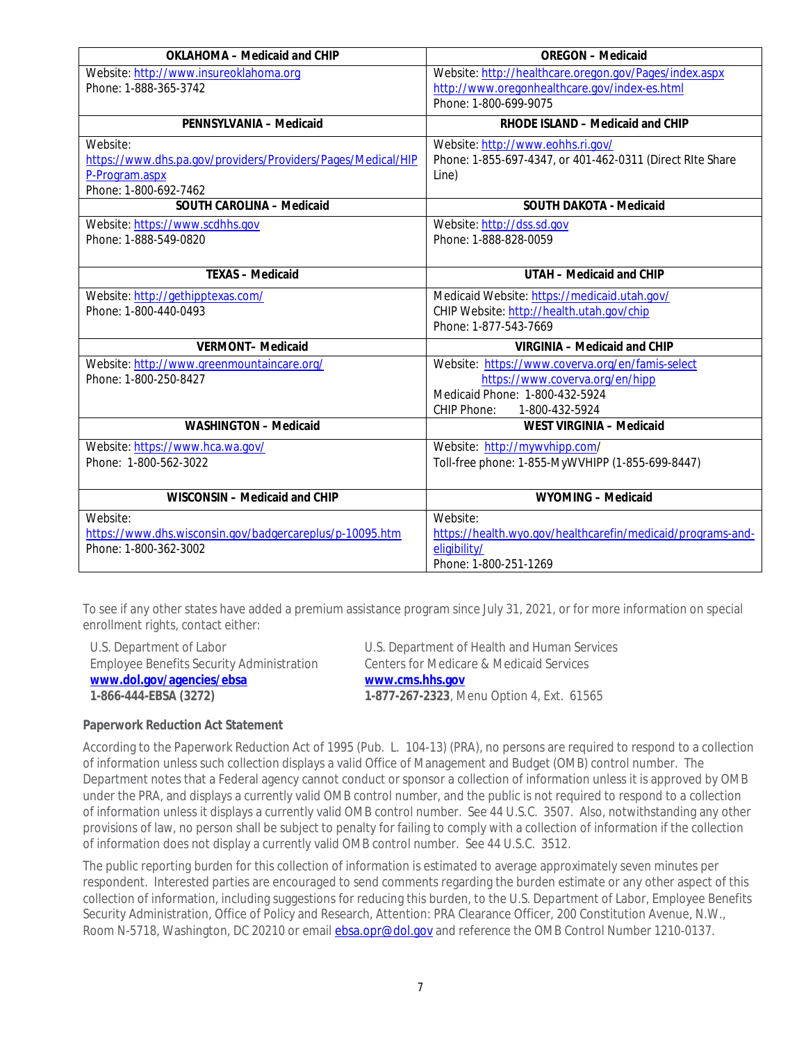| OKLAHOMA – Medicaid and CHIP | OREGON – Medicaid |
|---|---|
| Website: http://www.insureoklahoma.org<br>Phone: 1-888-365-3742 | Website: http://healthcare.oregon.gov/Pages/index.aspx<br>http://www.oregonhealthcare.gov/index-es.html<br>Phone: 1-800-699-9075 |
| **PENNSYLVANIA – Medicaid** | **RHODE ISLAND – Medicaid and CHIP** |
| Website: https://www.dhs.pa.gov/providers/Providers/Pages/Medical/HIPP-Program.aspx<br>Phone: 1-800-692-7462 | Website: http://www.eohhs.ri.gov/<br>Phone: 1-855-697-4347, or 401-462-0311 (Direct RIte Share Line) |
| **SOUTH CAROLINA – Medicaid** | **SOUTH DAKOTA - Medicaid** |
| Website: https://www.scdhhs.gov<br>Phone: 1-888-549-0820 | Website: http://dss.sd.gov<br>Phone: 1-888-828-0059 |
| **TEXAS – Medicaid** | **UTAH – Medicaid and CHIP** |
| Website: http://gethipptexas.com/<br>Phone: 1-800-440-0493 | Medicaid Website: https://medicaid.utah.gov/<br>CHIP Website: http://health.utah.gov/chip<br>Phone: 1-877-543-7669 |
| **VERMONT– Medicaid** | **VIRGINIA – Medicaid and CHIP** |
| Website: http://www.greenmountaincare.org/<br>Phone: 1-800-250-8427 | Website: https://www.coverva.org/en/famis-select<br>https://www.coverva.org/en/hipp<br>Medicaid Phone: 1-800-432-5924<br>CHIP Phone: 1-800-432-5924 |
| **WASHINGTON – Medicaid** | **WEST VIRGINIA – Medicaid** |
| Website: https://www.hca.wa.gov/<br>Phone: 1-800-562-3022 | Website: http://mywvhipp.com/<br>Toll-free phone: 1-855-MyWVHIPP (1-855-699-8447) |
| **WISCONSIN – Medicaid and CHIP** | **WYOMING – Medicaid** |
| Website: https://www.dhs.wisconsin.gov/badgercareplus/p-10095.htm<br>Phone: 1-800-362-3002 | Website: https://health.wyo.gov/healthcarefin/medicaid/programs-and-eligibility/<br>Phone: 1-800-251-1269 |

To see if any other states have added a premium assistance program since July 31, 2021, or for more information on special enrollment rights, contact either:

U.S. Department of Labor
Employee Benefits Security Administration
**www.dol.gov/agencies/ebsa**
**1-866-444-EBSA (3272)**

U.S. Department of Health and Human Services
Centers for Medicare & Medicaid Services
**www.cms.hhs.gov**
**1-877-267-2323**, Menu Option 4, Ext. 61565

**Paperwork Reduction Act Statement**

According to the Paperwork Reduction Act of 1995 (Pub. L. 104-13) (PRA), no persons are required to respond to a collection of information unless such collection displays a valid Office of Management and Budget (OMB) control number. The Department notes that a Federal agency cannot conduct or sponsor a collection of information unless it is approved by OMB under the PRA, and displays a currently valid OMB control number, and the public is not required to respond to a collection of information unless it displays a currently valid OMB control number. See 44 U.S.C. 3507. Also, notwithstanding any other provisions of law, no person shall be subject to penalty for failing to comply with a collection of information if the collection of information does not display a currently valid OMB control number. See 44 U.S.C. 3512.

The public reporting burden for this collection of information is estimated to average approximately seven minutes per respondent. Interested parties are encouraged to send comments regarding the burden estimate or any other aspect of this collection of information, including suggestions for reducing this burden, to the U.S. Department of Labor, Employee Benefits Security Administration, Office of Policy and Research, Attention: PRA Clearance Officer, 200 Constitution Avenue, N.W., Room N-5718, Washington, DC 20210 or email ebsa.opr@dol.gov and reference the OMB Control Number 1210-0137.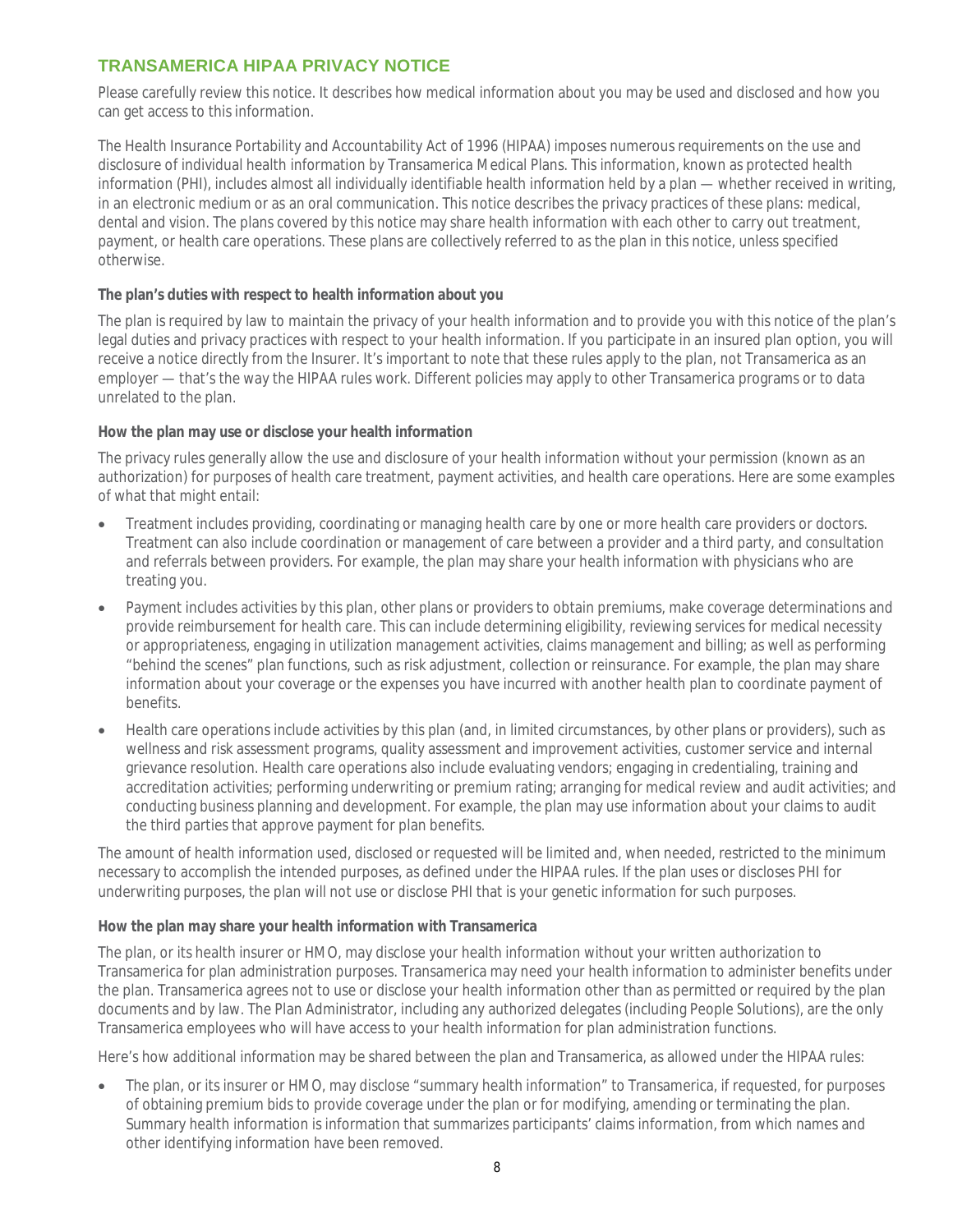## TRANSAMERICA HIPAA PRIVACY NOTICE

Please carefully review this notice. It describes how medical information about you may be used and disclosed and how you can get access to this information.

The Health Insurance Portability and Accountability Act of 1996 (HIPAA) imposes numerous requirements on the use and disclosure of individual health information by Transamerica Medical Plans. This information, known as protected health information (PHI), includes almost all individually identifiable health information held by a plan — whether received in writing, in an electronic medium or as an oral communication. This notice describes the privacy practices of these plans: medical, dental and vision. The plans covered by this notice may share health information with each other to carry out treatment, payment, or health care operations. These plans are collectively referred to as the plan in this notice, unless specified otherwise.

**The plan's duties with respect to health information about you**

The plan is required by law to maintain the privacy of your health information and to provide you with this notice of the plan's legal duties and privacy practices with respect to your health information. If you participate in an insured plan option, you will receive a notice directly from the Insurer. It's important to note that these rules apply to the plan, not Transamerica as an employer — that's the way the HIPAA rules work. Different policies may apply to other Transamerica programs or to data unrelated to the plan.

**How the plan may use or disclose your health information**

The privacy rules generally allow the use and disclosure of your health information without your permission (known as an authorization) for purposes of health care treatment, payment activities, and health care operations. Here are some examples of what that might entail:

- Treatment includes providing, coordinating or managing health care by one or more health care providers or doctors. Treatment can also include coordination or management of care between a provider and a third party, and consultation and referrals between providers. For example, the plan may share your health information with physicians who are treating you.
- Payment includes activities by this plan, other plans or providers to obtain premiums, make coverage determinations and provide reimbursement for health care. This can include determining eligibility, reviewing services for medical necessity or appropriateness, engaging in utilization management activities, claims management and billing; as well as performing "behind the scenes" plan functions, such as risk adjustment, collection or reinsurance. For example, the plan may share information about your coverage or the expenses you have incurred with another health plan to coordinate payment of benefits.
- Health care operations include activities by this plan (and, in limited circumstances, by other plans or providers), such as wellness and risk assessment programs, quality assessment and improvement activities, customer service and internal grievance resolution. Health care operations also include evaluating vendors; engaging in credentialing, training and accreditation activities; performing underwriting or premium rating; arranging for medical review and audit activities; and conducting business planning and development. For example, the plan may use information about your claims to audit the third parties that approve payment for plan benefits.

The amount of health information used, disclosed or requested will be limited and, when needed, restricted to the minimum necessary to accomplish the intended purposes, as defined under the HIPAA rules. If the plan uses or discloses PHI for underwriting purposes, the plan will not use or disclose PHI that is your genetic information for such purposes.

**How the plan may share your health information with Transamerica**

The plan, or its health insurer or HMO, may disclose your health information without your written authorization to Transamerica for plan administration purposes. Transamerica may need your health information to administer benefits under the plan. Transamerica agrees not to use or disclose your health information other than as permitted or required by the plan documents and by law. The Plan Administrator, including any authorized delegates (including People Solutions), are the only Transamerica employees who will have access to your health information for plan administration functions.

Here's how additional information may be shared between the plan and Transamerica, as allowed under the HIPAA rules:

- The plan, or its insurer or HMO, may disclose "summary health information" to Transamerica, if requested, for purposes of obtaining premium bids to provide coverage under the plan or for modifying, amending or terminating the plan. Summary health information is information that summarizes participants' claims information, from which names and other identifying information have been removed.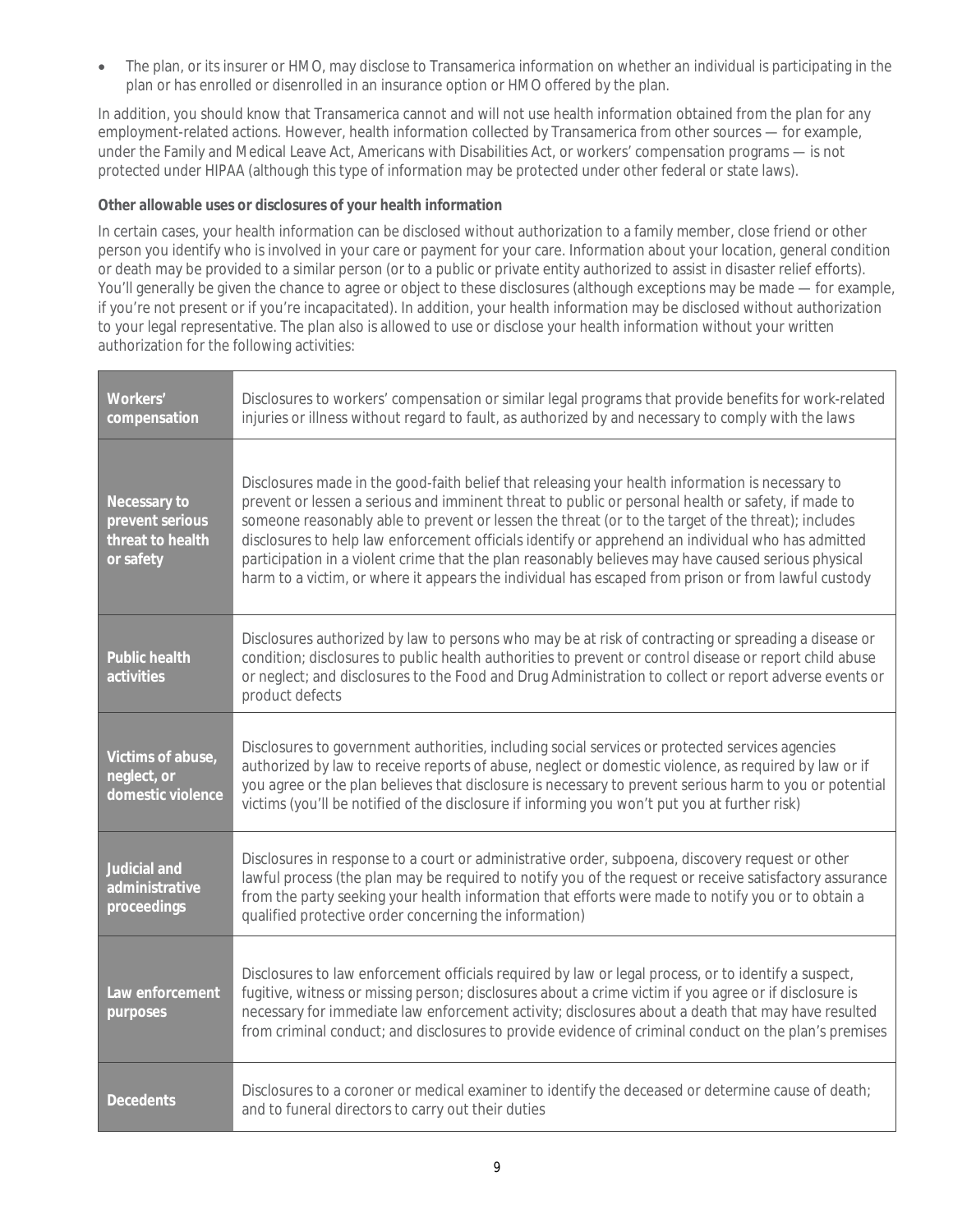- The plan, or its insurer or HMO, may disclose to Transamerica information on whether an individual is participating in the plan or has enrolled or disenrolled in an insurance option or HMO offered by the plan.

In addition, you should know that Transamerica cannot and will not use health information obtained from the plan for any employment-related actions. However, health information collected by Transamerica from other sources — for example, under the Family and Medical Leave Act, Americans with Disabilities Act, or workers' compensation programs — is not protected under HIPAA (although this type of information may be protected under other federal or state laws).

**Other allowable uses or disclosures of your health information**

In certain cases, your health information can be disclosed without authorization to a family member, close friend or other person you identify who is involved in your care or payment for your care. Information about your location, general condition or death may be provided to a similar person (or to a public or private entity authorized to assist in disaster relief efforts). You'll generally be given the chance to agree or object to these disclosures (although exceptions may be made — for example, if you're not present or if you're incapacitated). In addition, your health information may be disclosed without authorization to your legal representative. The plan also is allowed to use or disclose your health information without your written authorization for the following activities:

| | |
|---|---|
| **Workers' compensation** | Disclosures to workers' compensation or similar legal programs that provide benefits for work-related injuries or illness without regard to fault, as authorized by and necessary to comply with the laws |
| **Necessary to prevent serious threat to health or safety** | Disclosures made in the good-faith belief that releasing your health information is necessary to prevent or lessen a serious and imminent threat to public or personal health or safety, if made to someone reasonably able to prevent or lessen the threat (or to the target of the threat); includes disclosures to help law enforcement officials identify or apprehend an individual who has admitted participation in a violent crime that the plan reasonably believes may have caused serious physical harm to a victim, or where it appears the individual has escaped from prison or from lawful custody |
| **Public health activities** | Disclosures authorized by law to persons who may be at risk of contracting or spreading a disease or condition; disclosures to public health authorities to prevent or control disease or report child abuse or neglect; and disclosures to the Food and Drug Administration to collect or report adverse events or product defects |
| **Victims of abuse, neglect, or domestic violence** | Disclosures to government authorities, including social services or protected services agencies authorized by law to receive reports of abuse, neglect or domestic violence, as required by law or if you agree or the plan believes that disclosure is necessary to prevent serious harm to you or potential victims (you'll be notified of the disclosure if informing you won't put you at further risk) |
| **Judicial and administrative proceedings** | Disclosures in response to a court or administrative order, subpoena, discovery request or other lawful process (the plan may be required to notify you of the request or receive satisfactory assurance from the party seeking your health information that efforts were made to notify you or to obtain a qualified protective order concerning the information) |
| **Law enforcement purposes** | Disclosures to law enforcement officials required by law or legal process, or to identify a suspect, fugitive, witness or missing person; disclosures about a crime victim if you agree or if disclosure is necessary for immediate law enforcement activity; disclosures about a death that may have resulted from criminal conduct; and disclosures to provide evidence of criminal conduct on the plan's premises |
| **Decedents** | Disclosures to a coroner or medical examiner to identify the deceased or determine cause of death; and to funeral directors to carry out their duties |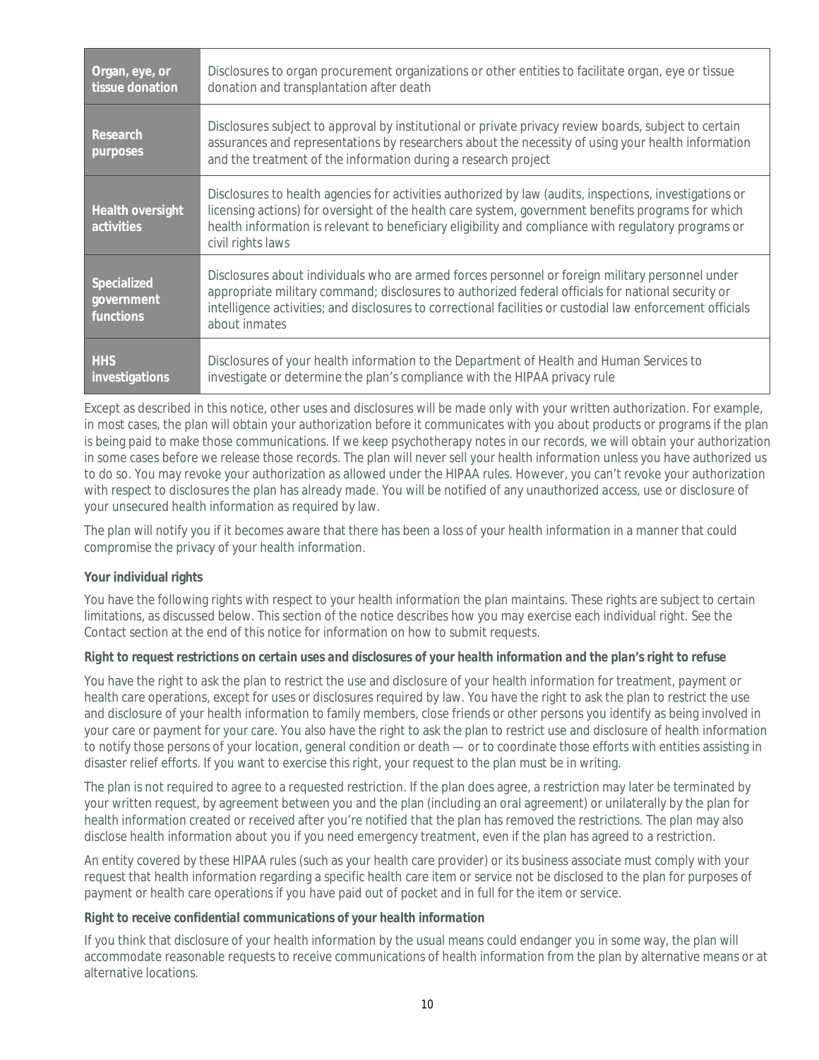| | |
|---|---|
| **Organ, eye, or tissue donation** | Disclosures to organ procurement organizations or other entities to facilitate organ, eye or tissue donation and transplantation after death |
| **Research purposes** | Disclosures subject to approval by institutional or private privacy review boards, subject to certain assurances and representations by researchers about the necessity of using your health information and the treatment of the information during a research project |
| **Health oversight activities** | Disclosures to health agencies for activities authorized by law (audits, inspections, investigations or licensing actions) for oversight of the health care system, government benefits programs for which health information is relevant to beneficiary eligibility and compliance with regulatory programs or civil rights laws |
| **Specialized government functions** | Disclosures about individuals who are armed forces personnel or foreign military personnel under appropriate military command; disclosures to authorized federal officials for national security or intelligence activities; and disclosures to correctional facilities or custodial law enforcement officials about inmates |
| **HHS investigations** | Disclosures of your health information to the Department of Health and Human Services to investigate or determine the plan's compliance with the HIPAA privacy rule |

Except as described in this notice, other uses and disclosures will be made only with your written authorization. For example, in most cases, the plan will obtain your authorization before it communicates with you about products or programs if the plan is being paid to make those communications. If we keep psychotherapy notes in our records, we will obtain your authorization in some cases before we release those records. The plan will never sell your health information unless you have authorized us to do so. You may revoke your authorization as allowed under the HIPAA rules. However, you can't revoke your authorization with respect to disclosures the plan has already made. You will be notified of any unauthorized access, use or disclosure of your unsecured health information as required by law.

The plan will notify you if it becomes aware that there has been a loss of your health information in a manner that could compromise the privacy of your health information.

**Your individual rights**

You have the following rights with respect to your health information the plan maintains. These rights are subject to certain limitations, as discussed below. This section of the notice describes how you may exercise each individual right. See the Contact section at the end of this notice for information on how to submit requests.

***Right to request restrictions on certain uses and disclosures of your health information and the plan's right to refuse***

You have the right to ask the plan to restrict the use and disclosure of your health information for treatment, payment or health care operations, except for uses or disclosures required by law. You have the right to ask the plan to restrict the use and disclosure of your health information to family members, close friends or other persons you identify as being involved in your care or payment for your care. You also have the right to ask the plan to restrict use and disclosure of health information to notify those persons of your location, general condition or death — or to coordinate those efforts with entities assisting in disaster relief efforts. If you want to exercise this right, your request to the plan must be in writing.

The plan is not required to agree to a requested restriction. If the plan does agree, a restriction may later be terminated by your written request, by agreement between you and the plan (including an oral agreement) or unilaterally by the plan for health information created or received after you're notified that the plan has removed the restrictions. The plan may also disclose health information about you if you need emergency treatment, even if the plan has agreed to a restriction.

An entity covered by these HIPAA rules (such as your health care provider) or its business associate must comply with your request that health information regarding a specific health care item or service not be disclosed to the plan for purposes of payment or health care operations if you have paid out of pocket and in full for the item or service.

***Right to receive confidential communications of your health information***

If you think that disclosure of your health information by the usual means could endanger you in some way, the plan will accommodate reasonable requests to receive communications of health information from the plan by alternative means or at alternative locations.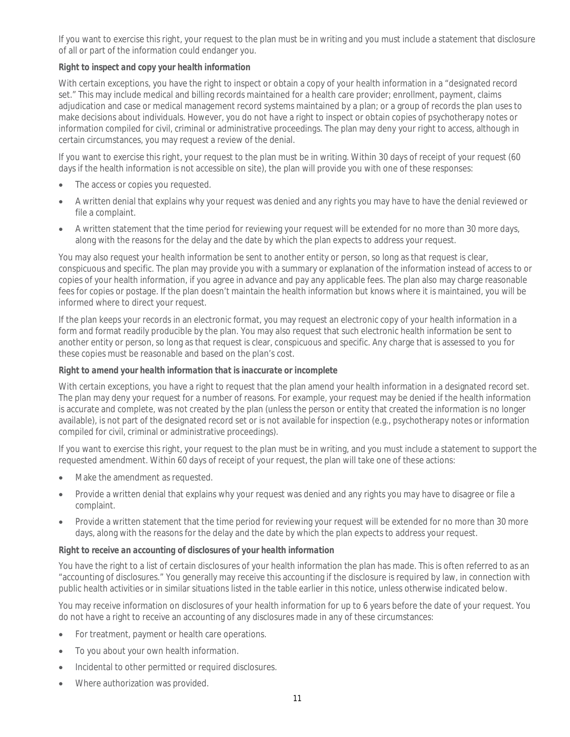If you want to exercise this right, your request to the plan must be in writing and you must include a statement that disclosure of all or part of the information could endanger you.

**Right to inspect and copy your health information**

With certain exceptions, you have the right to inspect or obtain a copy of your health information in a "designated record set." This may include medical and billing records maintained for a health care provider; enrollment, payment, claims adjudication and case or medical management record systems maintained by a plan; or a group of records the plan uses to make decisions about individuals. However, you do not have a right to inspect or obtain copies of psychotherapy notes or information compiled for civil, criminal or administrative proceedings. The plan may deny your right to access, although in certain circumstances, you may request a review of the denial.

If you want to exercise this right, your request to the plan must be in writing. Within 30 days of receipt of your request (60 days if the health information is not accessible on site), the plan will provide you with one of these responses:

- The access or copies you requested.
- A written denial that explains why your request was denied and any rights you may have to have the denial reviewed or file a complaint.
- A written statement that the time period for reviewing your request will be extended for no more than 30 more days, along with the reasons for the delay and the date by which the plan expects to address your request.

You may also request your health information be sent to another entity or person, so long as that request is clear, conspicuous and specific. The plan may provide you with a summary or explanation of the information instead of access to or copies of your health information, if you agree in advance and pay any applicable fees. The plan also may charge reasonable fees for copies or postage. If the plan doesn't maintain the health information but knows where it is maintained, you will be informed where to direct your request.

If the plan keeps your records in an electronic format, you may request an electronic copy of your health information in a form and format readily producible by the plan. You may also request that such electronic health information be sent to another entity or person, so long as that request is clear, conspicuous and specific. Any charge that is assessed to you for these copies must be reasonable and based on the plan's cost.

**Right to amend your health information that is inaccurate or incomplete**

With certain exceptions, you have a right to request that the plan amend your health information in a designated record set. The plan may deny your request for a number of reasons. For example, your request may be denied if the health information is accurate and complete, was not created by the plan (unless the person or entity that created the information is no longer available), is not part of the designated record set or is not available for inspection (e.g., psychotherapy notes or information compiled for civil, criminal or administrative proceedings).

If you want to exercise this right, your request to the plan must be in writing, and you must include a statement to support the requested amendment. Within 60 days of receipt of your request, the plan will take one of these actions:

- Make the amendment as requested.
- Provide a written denial that explains why your request was denied and any rights you may have to disagree or file a complaint.
- Provide a written statement that the time period for reviewing your request will be extended for no more than 30 more days, along with the reasons for the delay and the date by which the plan expects to address your request.

**Right to receive an accounting of disclosures of your health information**

You have the right to a list of certain disclosures of your health information the plan has made. This is often referred to as an "accounting of disclosures." You generally may receive this accounting if the disclosure is required by law, in connection with public health activities or in similar situations listed in the table earlier in this notice, unless otherwise indicated below.

You may receive information on disclosures of your health information for up to 6 years before the date of your request. You do not have a right to receive an accounting of any disclosures made in any of these circumstances:

- For treatment, payment or health care operations.
- To you about your own health information.
- Incidental to other permitted or required disclosures.
- Where authorization was provided.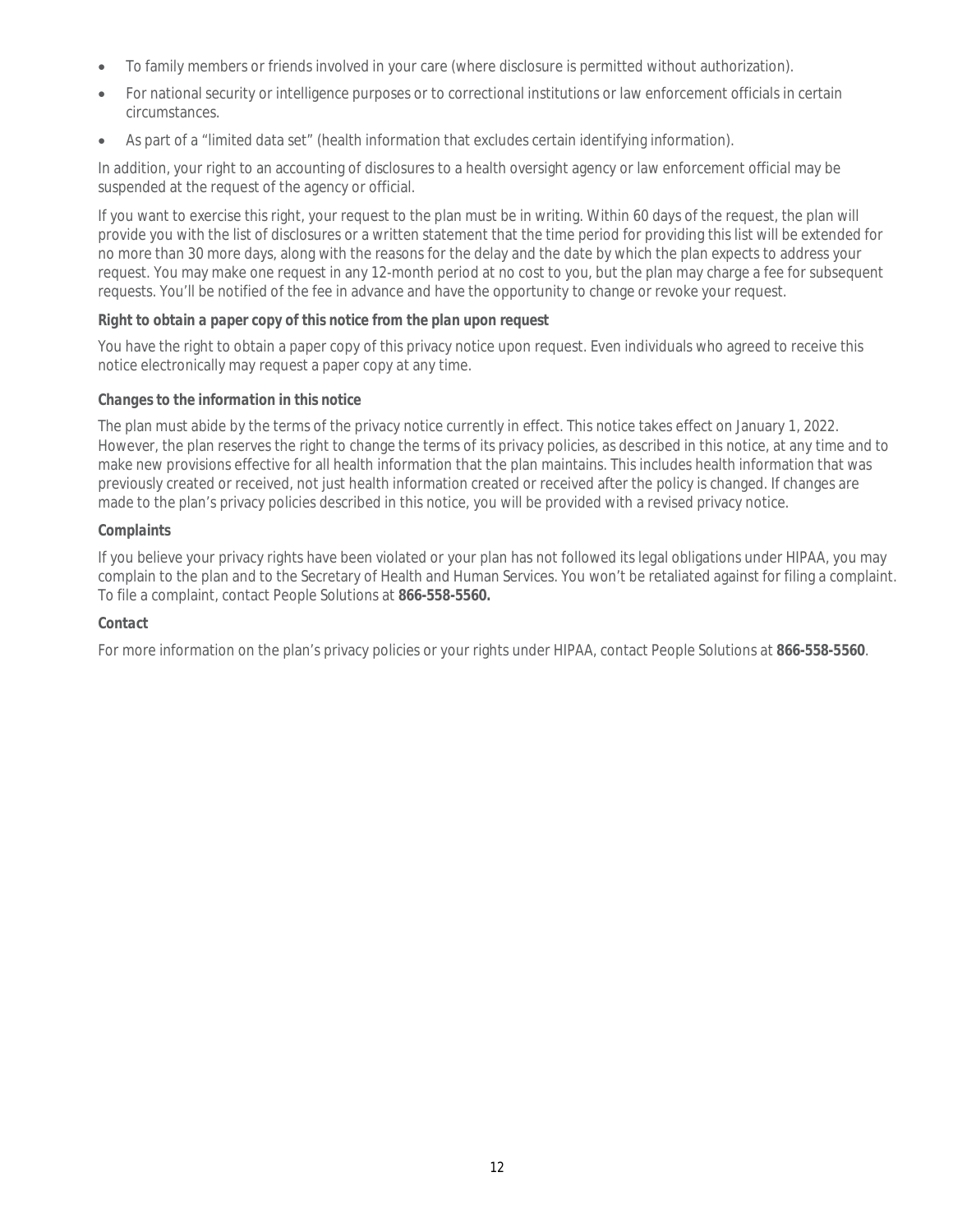- To family members or friends involved in your care (where disclosure is permitted without authorization).
- For national security or intelligence purposes or to correctional institutions or law enforcement officials in certain circumstances.
- As part of a "limited data set" (health information that excludes certain identifying information).

In addition, your right to an accounting of disclosures to a health oversight agency or law enforcement official may be suspended at the request of the agency or official.

If you want to exercise this right, your request to the plan must be in writing. Within 60 days of the request, the plan will provide you with the list of disclosures or a written statement that the time period for providing this list will be extended for no more than 30 more days, along with the reasons for the delay and the date by which the plan expects to address your request. You may make one request in any 12-month period at no cost to you, but the plan may charge a fee for subsequent requests. You'll be notified of the fee in advance and have the opportunity to change or revoke your request.

**Right to obtain a paper copy of this notice from the plan upon request**

You have the right to obtain a paper copy of this privacy notice upon request. Even individuals who agreed to receive this notice electronically may request a paper copy at any time.

***Changes to the information in this notice***

The plan must abide by the terms of the privacy notice currently in effect. This notice takes effect on January 1, 2022. However, the plan reserves the right to change the terms of its privacy policies, as described in this notice, at any time and to make new provisions effective for all health information that the plan maintains. This includes health information that was previously created or received, not just health information created or received after the policy is changed. If changes are made to the plan's privacy policies described in this notice, you will be provided with a revised privacy notice.

***Complaints***

If you believe your privacy rights have been violated or your plan has not followed its legal obligations under HIPAA, you may complain to the plan and to the Secretary of Health and Human Services. You won't be retaliated against for filing a complaint. To file a complaint, contact People Solutions at **866-558-5560.**

***Contact***

For more information on the plan's privacy policies or your rights under HIPAA, contact People Solutions at **866-558-5560**.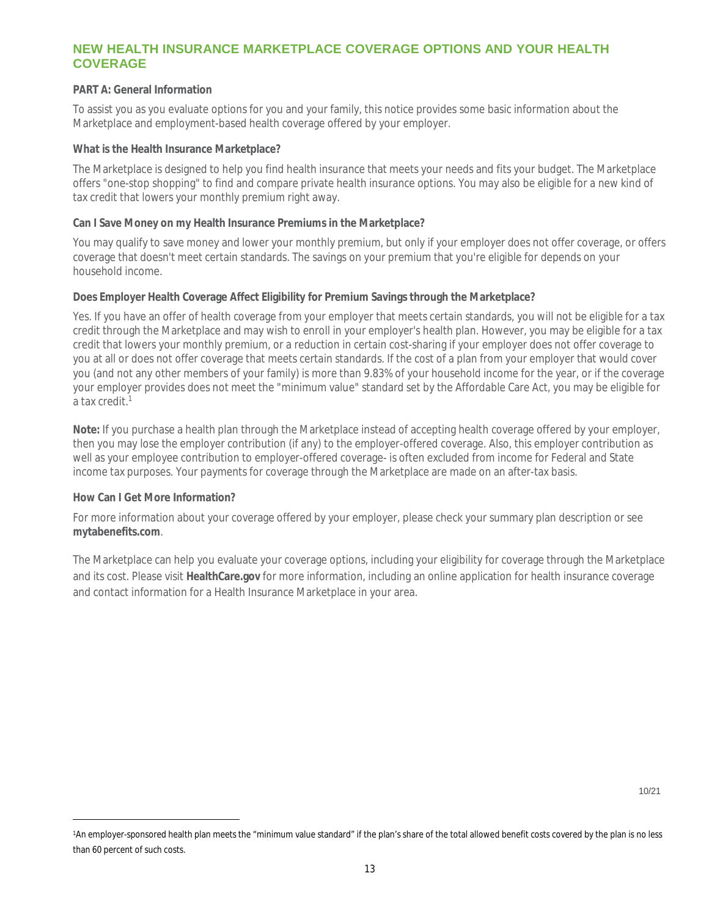## NEW HEALTH INSURANCE MARKETPLACE COVERAGE OPTIONS AND YOUR HEALTH COVERAGE

**PART A: General Information**

To assist you as you evaluate options for you and your family, this notice provides some basic information about the Marketplace and employment-based health coverage offered by your employer.

**What is the Health Insurance Marketplace?**

The Marketplace is designed to help you find health insurance that meets your needs and fits your budget. The Marketplace offers "one-stop shopping" to find and compare private health insurance options. You may also be eligible for a new kind of tax credit that lowers your monthly premium right away.

**Can I Save Money on my Health Insurance Premiums in the Marketplace?**

You may qualify to save money and lower your monthly premium, but only if your employer does not offer coverage, or offers coverage that doesn't meet certain standards. The savings on your premium that you're eligible for depends on your household income.

**Does Employer Health Coverage Affect Eligibility for Premium Savings through the Marketplace?**

Yes. If you have an offer of health coverage from your employer that meets certain standards, you will not be eligible for a tax credit through the Marketplace and may wish to enroll in your employer's health plan. However, you may be eligible for a tax credit that lowers your monthly premium, or a reduction in certain cost-sharing if your employer does not offer coverage to you at all or does not offer coverage that meets certain standards. If the cost of a plan from your employer that would cover you (and not any other members of your family) is more than 9.83% of your household income for the year, or if the coverage your employer provides does not meet the "minimum value" standard set by the Affordable Care Act, you may be eligible for a tax credit.[1]

**Note:** If you purchase a health plan through the Marketplace instead of accepting health coverage offered by your employer, then you may lose the employer contribution (if any) to the employer-offered coverage. Also, this employer contribution as well as your employee contribution to employer-offered coverage- is often excluded from income for Federal and State income tax purposes. Your payments for coverage through the Marketplace are made on an after-tax basis.

**How Can I Get More Information?**

For more information about your coverage offered by your employer, please check your summary plan description or see **mytabenefits.com**.

The Marketplace can help you evaluate your coverage options, including your eligibility for coverage through the Marketplace and its cost. Please visit **HealthCare.gov** for more information, including an online application for health insurance coverage and contact information for a Health Insurance Marketplace in your area.

10/21

[1]An employer-sponsored health plan meets the "minimum value standard" if the plan's share of the total allowed benefit costs covered by the plan is no less than 60 percent of such costs.